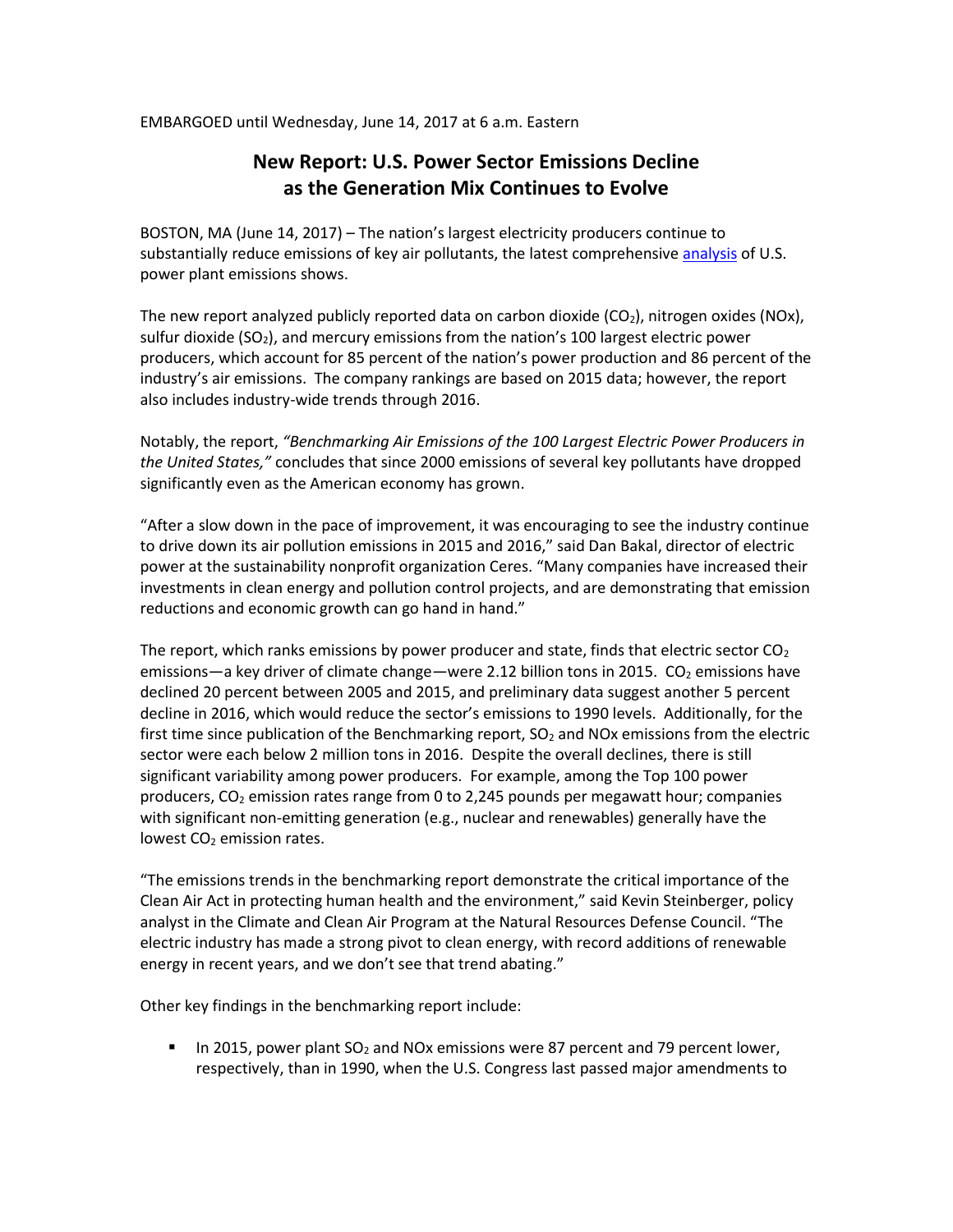EMBARGOED until Wednesday, June 14, 2017 at 6 a.m. Eastern

# New Report: U.S. Power Sector Emissions Decline as the Generation Mix Continues to Evolve

BOSTON, MA (June 14, 2017) – The nation's largest electricity producers continue to substantially reduce emissions of key air pollutants, the latest comprehensive analysis of U.S. power plant emissions shows.

The new report analyzed publicly reported data on carbon dioxide ($CO_2$), nitrogen oxides (NOx), sulfur dioxide ($SO_2$), and mercury emissions from the nation's 100 largest electric power producers, which account for 85 percent of the nation's power production and 86 percent of the industry's air emissions. The company rankings are based on 2015 data; however, the report also includes industry-wide trends through 2016.

Notably, the report, *"Benchmarking Air Emissions of the 100 Largest Electric Power Producers in the United States,"* concludes that since 2000 emissions of several key pollutants have dropped significantly even as the American economy has grown.

"After a slow down in the pace of improvement, it was encouraging to see the industry continue to drive down its air pollution emissions in 2015 and 2016," said Dan Bakal, director of electric power at the sustainability nonprofit organization Ceres. "Many companies have increased their investments in clean energy and pollution control projects, and are demonstrating that emission reductions and economic growth can go hand in hand."

The report, which ranks emissions by power producer and state, finds that electric sector $CO_2$ emissions—a key driver of climate change—were 2.12 billion tons in 2015. $CO_2$ emissions have declined 20 percent between 2005 and 2015, and preliminary data suggest another 5 percent decline in 2016, which would reduce the sector's emissions to 1990 levels. Additionally, for the first time since publication of the Benchmarking report, $SO_2$ and NOx emissions from the electric sector were each below 2 million tons in 2016. Despite the overall declines, there is still significant variability among power producers. For example, among the Top 100 power producers, $CO_2$ emission rates range from 0 to 2,245 pounds per megawatt hour; companies with significant non-emitting generation (e.g., nuclear and renewables) generally have the lowest $CO_2$ emission rates.

"The emissions trends in the benchmarking report demonstrate the critical importance of the Clean Air Act in protecting human health and the environment," said Kevin Steinberger, policy analyst in the Climate and Clean Air Program at the Natural Resources Defense Council. "The electric industry has made a strong pivot to clean energy, with record additions of renewable energy in recent years, and we don't see that trend abating."

Other key findings in the benchmarking report include:

- In 2015, power plant $SO_2$ and NOx emissions were 87 percent and 79 percent lower, respectively, than in 1990, when the U.S. Congress last passed major amendments to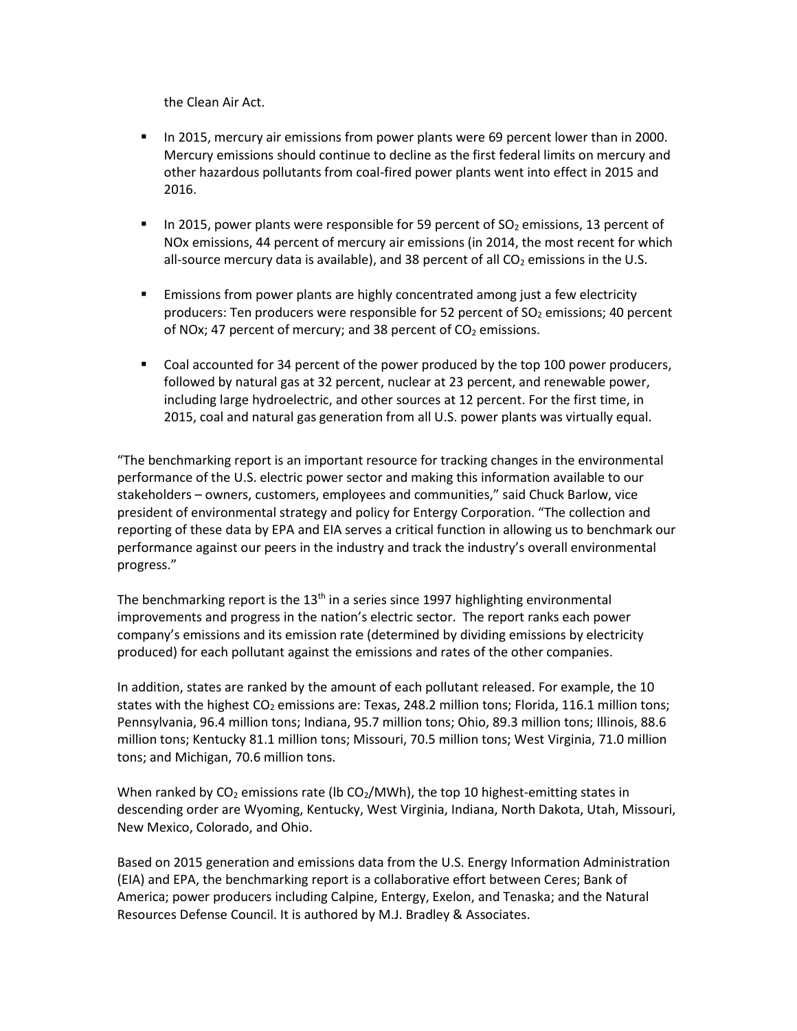the Clean Air Act.

- In 2015, mercury air emissions from power plants were 69 percent lower than in 2000. Mercury emissions should continue to decline as the first federal limits on mercury and other hazardous pollutants from coal-fired power plants went into effect in 2015 and 2016.

- In 2015, power plants were responsible for 59 percent of $SO_2$ emissions, 13 percent of NOx emissions, 44 percent of mercury air emissions (in 2014, the most recent for which all-source mercury data is available), and 38 percent of all $CO_2$ emissions in the U.S.

- Emissions from power plants are highly concentrated among just a few electricity producers: Ten producers were responsible for 52 percent of $SO_2$ emissions; 40 percent of NOx; 47 percent of mercury; and 38 percent of $CO_2$ emissions.

- Coal accounted for 34 percent of the power produced by the top 100 power producers, followed by natural gas at 32 percent, nuclear at 23 percent, and renewable power, including large hydroelectric, and other sources at 12 percent. For the first time, in 2015, coal and natural gas generation from all U.S. power plants was virtually equal.

"The benchmarking report is an important resource for tracking changes in the environmental performance of the U.S. electric power sector and making this information available to our stakeholders – owners, customers, employees and communities," said Chuck Barlow, vice president of environmental strategy and policy for Entergy Corporation. "The collection and reporting of these data by EPA and EIA serves a critical function in allowing us to benchmark our performance against our peers in the industry and track the industry's overall environmental progress."

The benchmarking report is the 13th in a series since 1997 highlighting environmental improvements and progress in the nation's electric sector. The report ranks each power company's emissions and its emission rate (determined by dividing emissions by electricity produced) for each pollutant against the emissions and rates of the other companies.

In addition, states are ranked by the amount of each pollutant released. For example, the 10 states with the highest $CO_2$ emissions are: Texas, 248.2 million tons; Florida, 116.1 million tons; Pennsylvania, 96.4 million tons; Indiana, 95.7 million tons; Ohio, 89.3 million tons; Illinois, 88.6 million tons; Kentucky 81.1 million tons; Missouri, 70.5 million tons; West Virginia, 71.0 million tons; and Michigan, 70.6 million tons.

When ranked by $CO_2$ emissions rate (lb $CO_2$/MWh), the top 10 highest-emitting states in descending order are Wyoming, Kentucky, West Virginia, Indiana, North Dakota, Utah, Missouri, New Mexico, Colorado, and Ohio.

Based on 2015 generation and emissions data from the U.S. Energy Information Administration (EIA) and EPA, the benchmarking report is a collaborative effort between Ceres; Bank of America; power producers including Calpine, Entergy, Exelon, and Tenaska; and the Natural Resources Defense Council. It is authored by M.J. Bradley & Associates.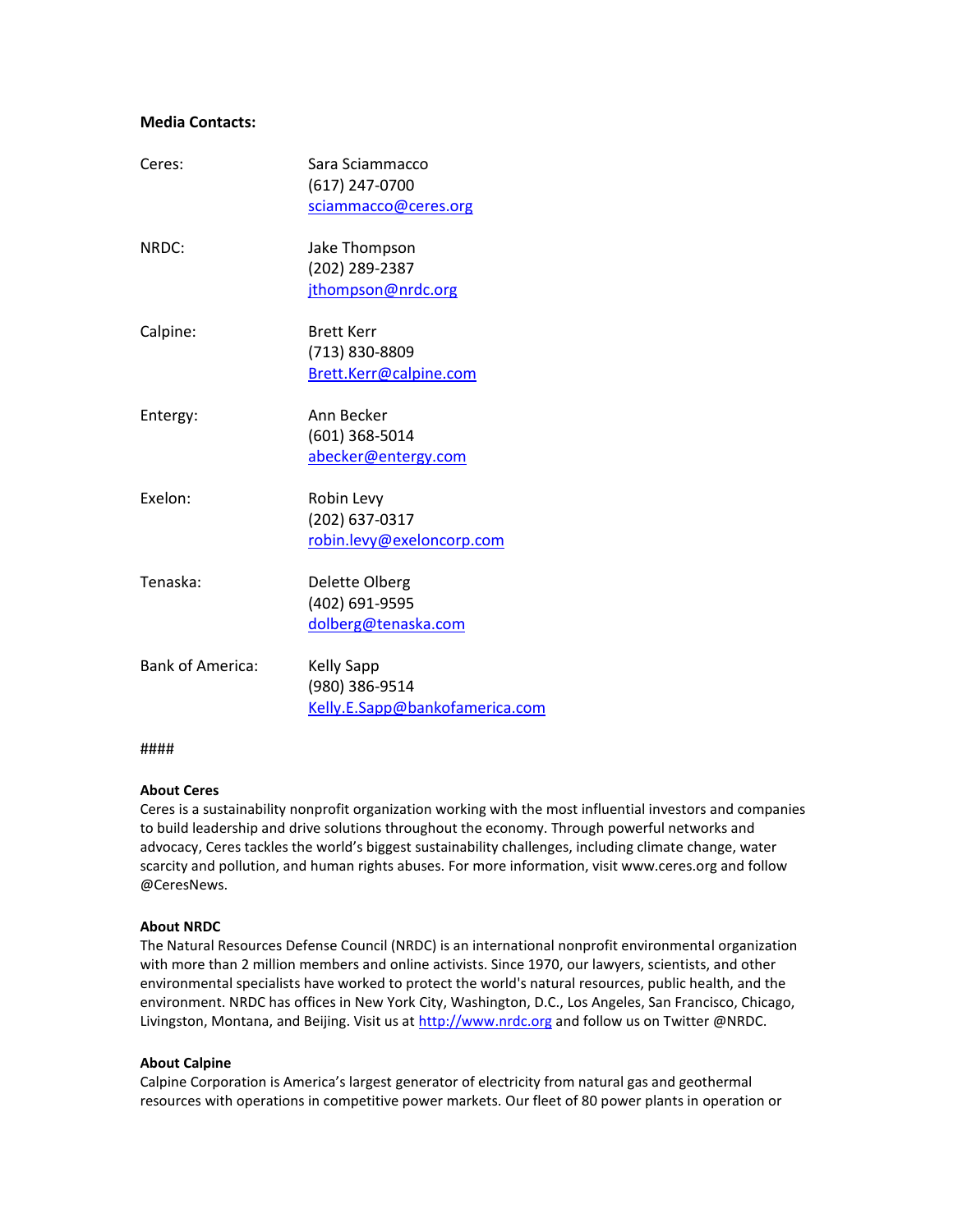**Media Contacts:**

| | |
|---|---|
| Ceres: | Sara Sciammacco<br>(617) 247-0700<br>sciammacco@ceres.org |
| NRDC: | Jake Thompson<br>(202) 289-2387<br>jthompson@nrdc.org |
| Calpine: | Brett Kerr<br>(713) 830-8809<br>Brett.Kerr@calpine.com |
| Entergy: | Ann Becker<br>(601) 368-5014<br>abecker@entergy.com |
| Exelon: | Robin Levy<br>(202) 637-0317<br>robin.levy@exeloncorp.com |
| Tenaska: | Delette Olberg<br>(402) 691-9595<br>dolberg@tenaska.com |
| Bank of America: | Kelly Sapp<br>(980) 386-9514<br>Kelly.E.Sapp@bankofamerica.com |

####

**About Ceres**

Ceres is a sustainability nonprofit organization working with the most influential investors and companies to build leadership and drive solutions throughout the economy. Through powerful networks and advocacy, Ceres tackles the world's biggest sustainability challenges, including climate change, water scarcity and pollution, and human rights abuses. For more information, visit www.ceres.org and follow @CeresNews.

**About NRDC**

The Natural Resources Defense Council (NRDC) is an international nonprofit environmental organization with more than 2 million members and online activists. Since 1970, our lawyers, scientists, and other environmental specialists have worked to protect the world's natural resources, public health, and the environment. NRDC has offices in New York City, Washington, D.C., Los Angeles, San Francisco, Chicago, Livingston, Montana, and Beijing. Visit us at http://www.nrdc.org and follow us on Twitter @NRDC.

**About Calpine**

Calpine Corporation is America's largest generator of electricity from natural gas and geothermal resources with operations in competitive power markets. Our fleet of 80 power plants in operation or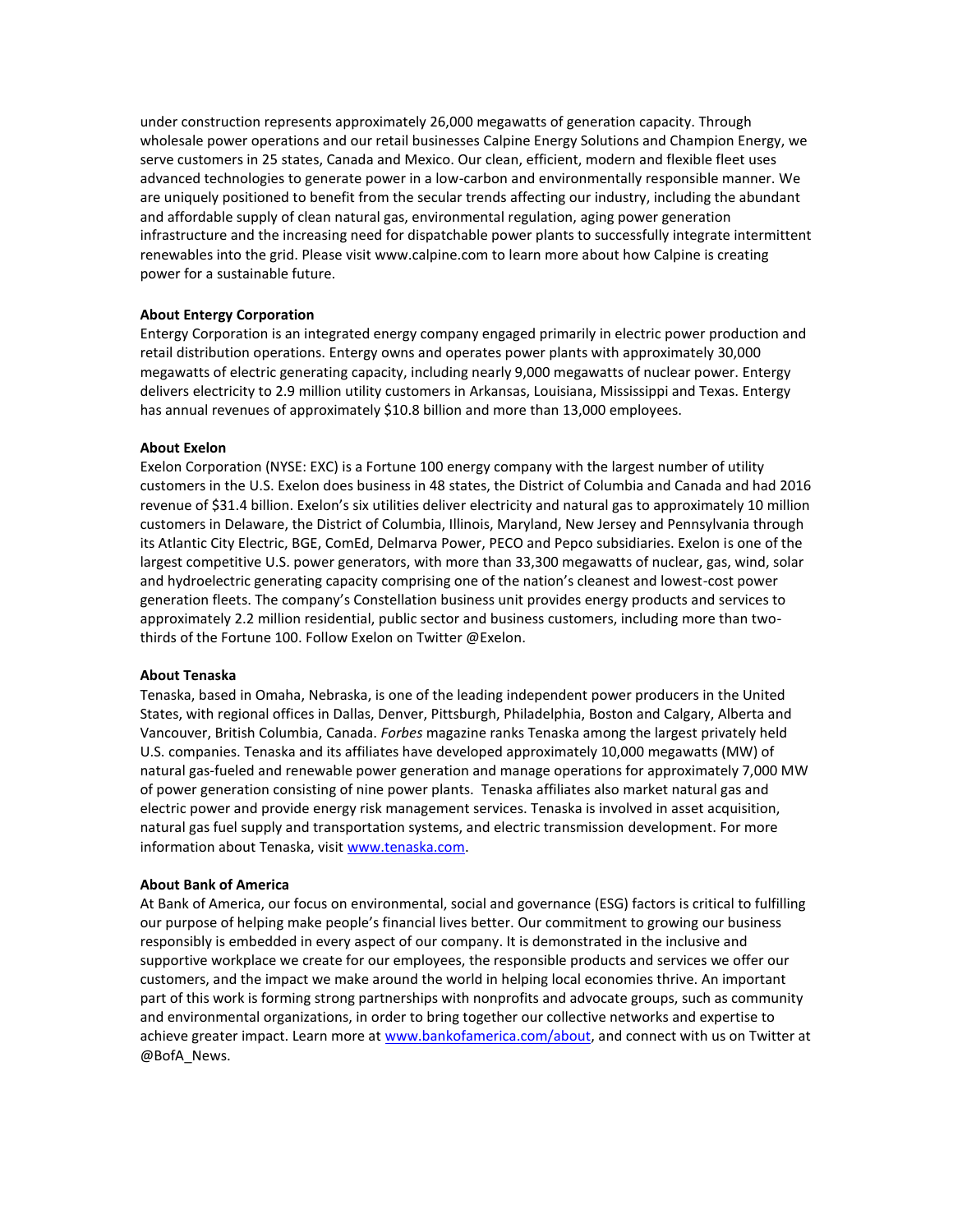under construction represents approximately 26,000 megawatts of generation capacity. Through wholesale power operations and our retail businesses Calpine Energy Solutions and Champion Energy, we serve customers in 25 states, Canada and Mexico. Our clean, efficient, modern and flexible fleet uses advanced technologies to generate power in a low-carbon and environmentally responsible manner. We are uniquely positioned to benefit from the secular trends affecting our industry, including the abundant and affordable supply of clean natural gas, environmental regulation, aging power generation infrastructure and the increasing need for dispatchable power plants to successfully integrate intermittent renewables into the grid. Please visit www.calpine.com to learn more about how Calpine is creating power for a sustainable future.

**About Entergy Corporation**

Entergy Corporation is an integrated energy company engaged primarily in electric power production and retail distribution operations. Entergy owns and operates power plants with approximately 30,000 megawatts of electric generating capacity, including nearly 9,000 megawatts of nuclear power. Entergy delivers electricity to 2.9 million utility customers in Arkansas, Louisiana, Mississippi and Texas. Entergy has annual revenues of approximately $10.8 billion and more than 13,000 employees.

**About Exelon**

Exelon Corporation (NYSE: EXC) is a Fortune 100 energy company with the largest number of utility customers in the U.S. Exelon does business in 48 states, the District of Columbia and Canada and had 2016 revenue of $31.4 billion. Exelon's six utilities deliver electricity and natural gas to approximately 10 million customers in Delaware, the District of Columbia, Illinois, Maryland, New Jersey and Pennsylvania through its Atlantic City Electric, BGE, ComEd, Delmarva Power, PECO and Pepco subsidiaries. Exelon is one of the largest competitive U.S. power generators, with more than 33,300 megawatts of nuclear, gas, wind, solar and hydroelectric generating capacity comprising one of the nation's cleanest and lowest-cost power generation fleets. The company's Constellation business unit provides energy products and services to approximately 2.2 million residential, public sector and business customers, including more than two-thirds of the Fortune 100. Follow Exelon on Twitter @Exelon.

**About Tenaska**

Tenaska, based in Omaha, Nebraska, is one of the leading independent power producers in the United States, with regional offices in Dallas, Denver, Pittsburgh, Philadelphia, Boston and Calgary, Alberta and Vancouver, British Columbia, Canada. *Forbes* magazine ranks Tenaska among the largest privately held U.S. companies. Tenaska and its affiliates have developed approximately 10,000 megawatts (MW) of natural gas-fueled and renewable power generation and manage operations for approximately 7,000 MW of power generation consisting of nine power plants. Tenaska affiliates also market natural gas and electric power and provide energy risk management services. Tenaska is involved in asset acquisition, natural gas fuel supply and transportation systems, and electric transmission development. For more information about Tenaska, visit [www.tenaska.com](www.tenaska.com).

**About Bank of America**

At Bank of America, our focus on environmental, social and governance (ESG) factors is critical to fulfilling our purpose of helping make people's financial lives better. Our commitment to growing our business responsibly is embedded in every aspect of our company. It is demonstrated in the inclusive and supportive workplace we create for our employees, the responsible products and services we offer our customers, and the impact we make around the world in helping local economies thrive. An important part of this work is forming strong partnerships with nonprofits and advocate groups, such as community and environmental organizations, in order to bring together our collective networks and expertise to achieve greater impact. Learn more at [www.bankofamerica.com/about](www.bankofamerica.com/about), and connect with us on Twitter at @BofA_News.